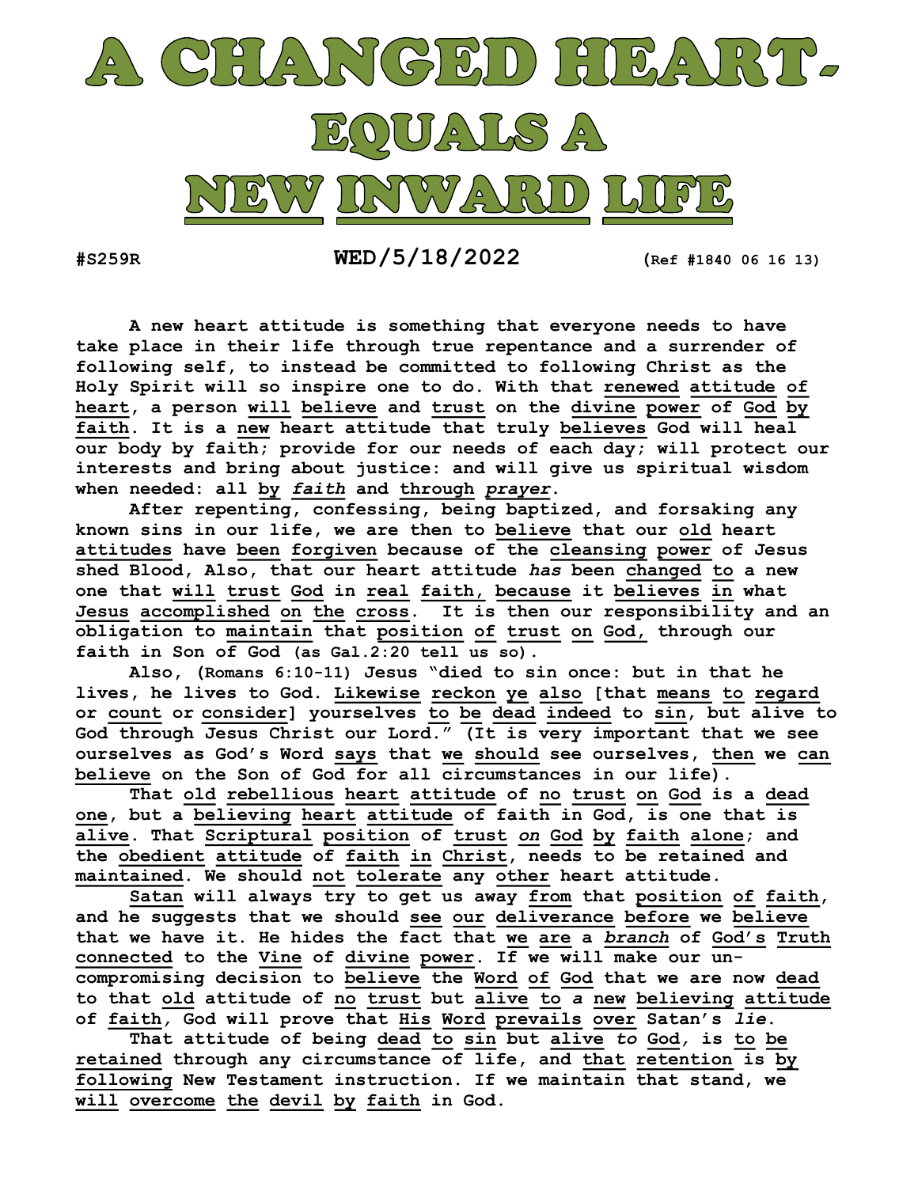# A CHANGED HEART- EQUALS A NEW INWARD LIFE

#S259R **WED/5/18/2022** (Ref #1840 06 16 13)

**A new heart attitude is something that everyone needs to have take place in their life through true repentance and a surrender of following self, to instead be committed to following Christ as the Holy Spirit will so inspire one to do. With that renewed attitude of heart, a person will believe and trust on the divine power of God by faith. It is a new heart attitude that truly believes God will heal our body by faith; provide for our needs of each day; will protect our interests and bring about justice: and will give us spiritual wisdom when needed: all by *faith* and through *prayer*.**

**After repenting, confessing, being baptized, and forsaking any known sins in our life, we are then to believe that our old heart attitudes have been forgiven because of the cleansing power of Jesus shed Blood, Also, that our heart attitude *has* been changed to a new one that will trust God in real faith, because it believes in what Jesus accomplished on the cross. It is then our responsibility and an obligation to maintain that position of trust on God, through our faith in Son of God (as Gal.2:20 tell us so).**

**Also, (Romans 6:10-11) Jesus "died to sin once: but in that he lives, he lives to God. Likewise reckon ye also [that means to regard or count or consider] yourselves to be dead indeed to sin, but alive to God through Jesus Christ our Lord." (It is very important that we see ourselves as God's Word says that we should see ourselves, then we can believe on the Son of God for all circumstances in our life).**

**That old rebellious heart attitude of no trust on God is a dead one, but a believing heart attitude of faith in God, is one that is alive. That Scriptural position of trust *on* God by faith alone; and the obedient attitude of faith in Christ, needs to be retained and maintained. We should not tolerate any other heart attitude.**

**Satan will always try to get us away from that position of faith, and he suggests that we should see our deliverance before we believe that we have it. He hides the fact that we are a *branch* of God's Truth connected to the Vine of divine power. If we will make our un-compromising decision to believe the Word of God that we are now dead to that old attitude of no trust but alive to *a* new believing attitude of faith, God will prove that His Word prevails over Satan's *lie*.**

**That attitude of being dead to sin but alive *to* God, is to be retained through any circumstance of life, and that retention is by following New Testament instruction. If we maintain that stand, we will overcome the devil by faith in God.**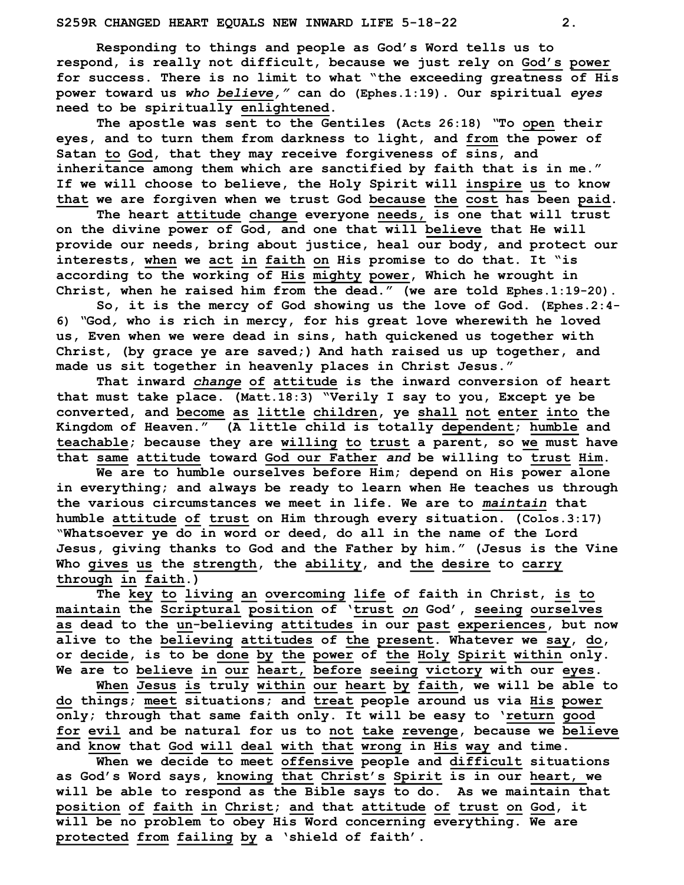Responding to things and people as God's Word tells us to respond, is really not difficult, because we just rely on God's power for success. There is no limit to what "the exceeding greatness of His power toward us *who believe,"* can do (Ephes.1:19). Our spiritual *eyes* need to be spiritually enlightened.

The apostle was sent to the Gentiles (Acts 26:18) "To open their eyes, and to turn them from darkness to light, and from the power of Satan to God, that they may receive forgiveness of sins, and inheritance among them which are sanctified by faith that is in me." If we will choose to believe, the Holy Spirit will inspire us to know that we are forgiven when we trust God because the cost has been paid.

The heart attitude change everyone needs, is one that will trust on the divine power of God, and one that will believe that He will provide our needs, bring about justice, heal our body, and protect our interests, when we act in faith on His promise to do that. It "is according to the working of His mighty power, Which he wrought in Christ, when he raised him from the dead." (we are told Ephes.1:19-20).

So, it is the mercy of God showing us the love of God. (Ephes.2:4-6) "God, who is rich in mercy, for his great love wherewith he loved us, Even when we were dead in sins, hath quickened us together with Christ, (by grace ye are saved;) And hath raised us up together, and made us sit together in heavenly places in Christ Jesus."

That inward *change* of attitude is the inward conversion of heart that must take place. (Matt.18:3) "Verily I say to you, Except ye be converted, and become as little children, ye shall not enter into the Kingdom of Heaven." (A little child is totally dependent; humble and teachable; because they are willing to trust a parent, so we must have that same attitude toward God our Father *and* be willing to trust Him.

We are to humble ourselves before Him; depend on His power alone in everything; and always be ready to learn when He teaches us through the various circumstances we meet in life. We are to *maintain* that humble attitude of trust on Him through every situation. (Colos.3:17) "Whatsoever ye do in word or deed, do all in the name of the Lord Jesus, giving thanks to God and the Father by him." (Jesus is the Vine Who gives us the strength, the ability, and the desire to carry through in faith.)

The key to living an overcoming life of faith in Christ, is to maintain the Scriptural position of 'trust *on* God', seeing ourselves as dead to the un-believing attitudes in our past experiences, but now alive to the believing attitudes of the present. Whatever we say, do, or decide, is to be done by the power of the Holy Spirit within only. We are to believe in our heart, before seeing victory with our eyes.

When Jesus is truly within our heart by faith, we will be able to do things; meet situations; and treat people around us via His power only; through that same faith only. It will be easy to 'return good for evil and be natural for us to not take revenge, because we believe and know that God will deal with that wrong in His way and time.

When we decide to meet offensive people and difficult situations as God's Word says, knowing that Christ's Spirit is in our heart, we will be able to respond as the Bible says to do. As we maintain that position of faith in Christ; and that attitude of trust on God, it will be no problem to obey His Word concerning everything. We are protected from failing by a 'shield of faith'.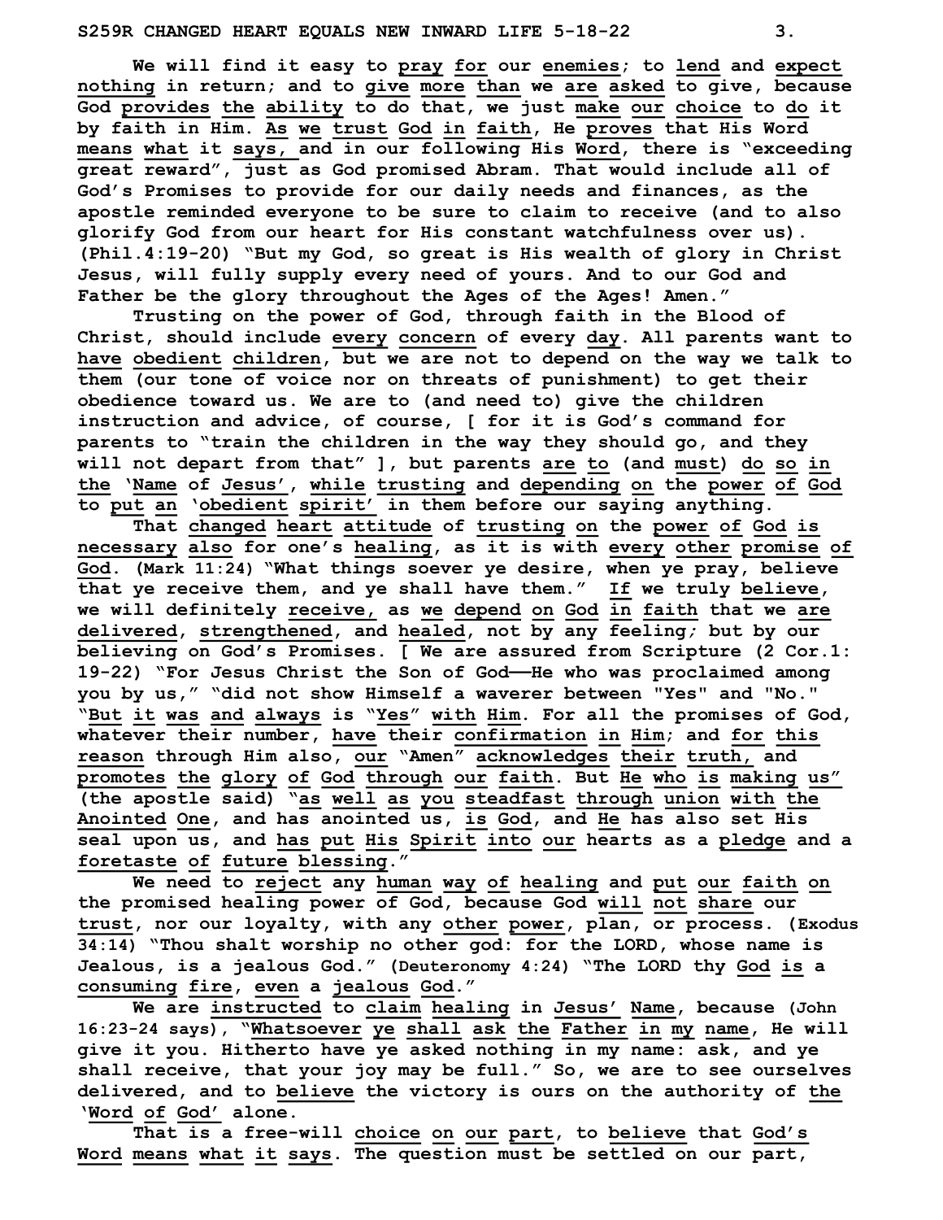We will find it easy to pray for our enemies; to lend and expect nothing in return; and to give more than we are asked to give, because God provides the ability to do that, we just make our choice to do it by faith in Him. As we trust God in faith, He proves that His Word means what it says, and in our following His Word, there is "exceeding great reward", just as God promised Abram. That would include all of God's Promises to provide for our daily needs and finances, as the apostle reminded everyone to be sure to claim to receive (and to also glorify God from our heart for His constant watchfulness over us). (Phil.4:19-20) "But my God, so great is His wealth of glory in Christ Jesus, will fully supply every need of yours. And to our God and Father be the glory throughout the Ages of the Ages! Amen."

Trusting on the power of God, through faith in the Blood of Christ, should include every concern of every day. All parents want to have obedient children, but we are not to depend on the way we talk to them (our tone of voice nor on threats of punishment) to get their obedience toward us. We are to (and need to) give the children instruction and advice, of course, [ for it is God's command for parents to "train the children in the way they should go, and they will not depart from that" ], but parents are to (and must) do so in the 'Name of Jesus', while trusting and depending on the power of God to put an 'obedient spirit' in them before our saying anything.

That changed heart attitude of trusting on the power of God is necessary also for one's healing, as it is with every other promise of God. (Mark 11:24) "What things soever ye desire, when ye pray, believe that ye receive them, and ye shall have them." If we truly believe, we will definitely receive, as we depend on God in faith that we are delivered, strengthened, and healed, not by any feeling; but by our believing on God's Promises. [ We are assured from Scripture (2 Cor.1: 19-22) "For Jesus Christ the Son of God——He who was proclaimed among you by us," "did not show Himself a waverer between "Yes" and "No." "But it was and always is "Yes" with Him. For all the promises of God, whatever their number, have their confirmation in Him; and for this reason through Him also, our "Amen" acknowledges their truth, and promotes the glory of God through our faith. But He who is making us" (the apostle said) "as well as you steadfast through union with the Anointed One, and has anointed us, is God, and He has also set His seal upon us, and has put His Spirit into our hearts as a pledge and a foretaste of future blessing."

We need to reject any human way of healing and put our faith on the promised healing power of God, because God will not share our trust, nor our loyalty, with any other power, plan, or process. (Exodus 34:14) "Thou shalt worship no other god: for the LORD, whose name is Jealous, is a jealous God." (Deuteronomy 4:24) "The LORD thy God is a consuming fire, even a jealous God."

We are instructed to claim healing in Jesus' Name, because (John 16:23-24 says), "Whatsoever ye shall ask the Father in my name, He will give it you. Hitherto have ye asked nothing in my name: ask, and ye shall receive, that your joy may be full." So, we are to see ourselves delivered, and to believe the victory is ours on the authority of the 'Word of God' alone.

That is a free-will choice on our part, to believe that God's Word means what it says. The question must be settled on our part,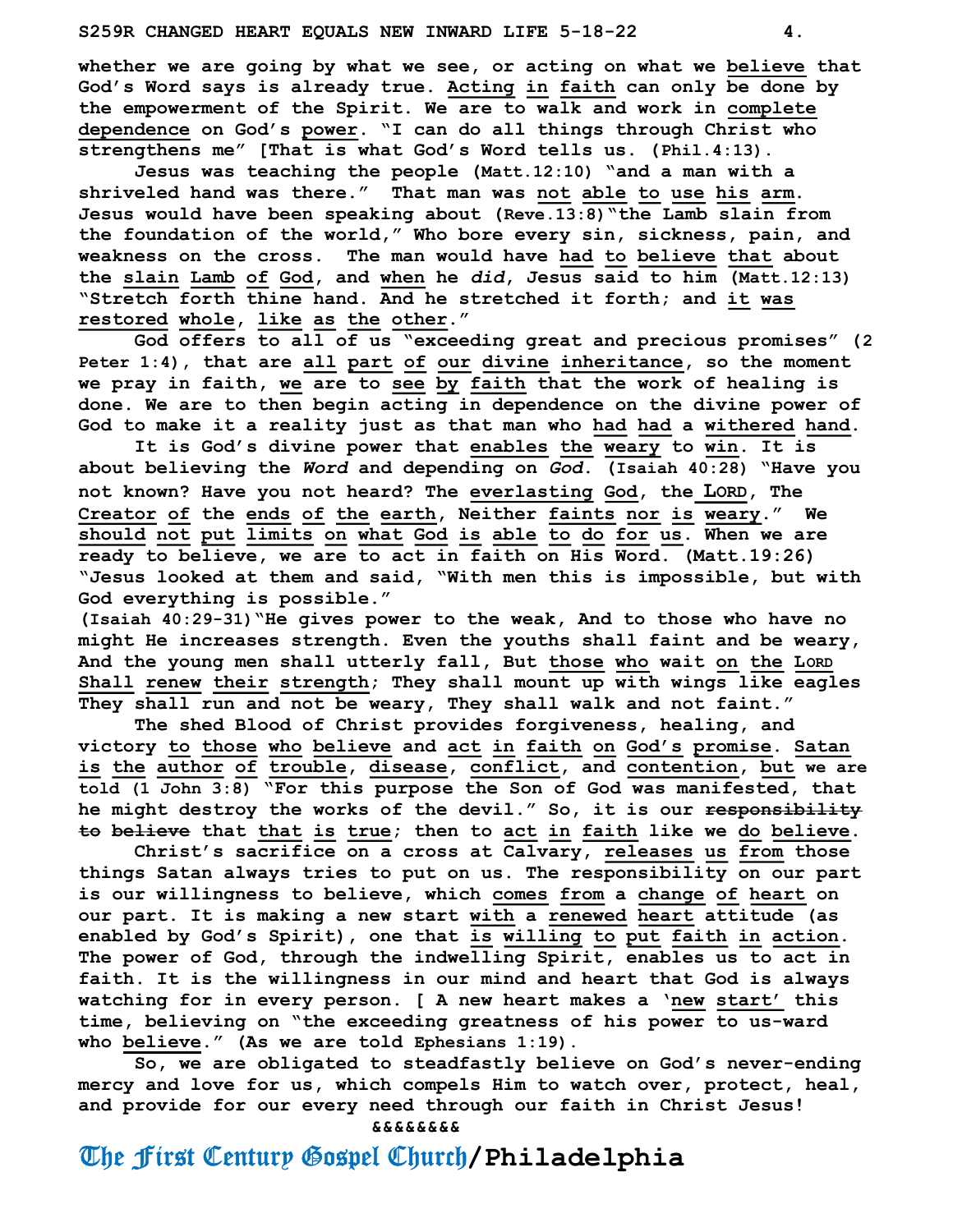whether we are going by what we see, or acting on what we believe that God's Word says is already true. Acting in faith can only be done by the empowerment of the Spirit. We are to walk and work in complete dependence on God's power. "I can do all things through Christ who strengthens me" [That is what God's Word tells us. (Phil.4:13).

Jesus was teaching the people (Matt.12:10) "and a man with a shriveled hand was there." That man was not able to use his arm. Jesus would have been speaking about (Reve.13:8)"the Lamb slain from the foundation of the world," Who bore every sin, sickness, pain, and weakness on the cross. The man would have had to believe that about the slain Lamb of God, and when he *did*, Jesus said to him (Matt.12:13) "Stretch forth thine hand. And he stretched it forth; and it was restored whole, like as the other."

God offers to all of us "exceeding great and precious promises" (2 Peter 1:4), that are all part of our divine inheritance, so the moment we pray in faith, we are to see by faith that the work of healing is done. We are to then begin acting in dependence on the divine power of God to make it a reality just as that man who had had a withered hand.

It is God's divine power that enables the weary to win. It is about believing the *Word* and depending on *God*. (Isaiah 40:28) "Have you not known? Have you not heard? The everlasting God, the LORD, The Creator of the ends of the earth, Neither faints nor is weary." We should not put limits on what God is able to do for us. When we are ready to believe, we are to act in faith on His Word. (Matt.19:26) "Jesus looked at them and said, "With men this is impossible, but with God everything is possible."

(Isaiah 40:29-31)"He gives power to the weak, And to those who have no might He increases strength. Even the youths shall faint and be weary, And the young men shall utterly fall, But those who wait on the LORD Shall renew their strength; They shall mount up with wings like eagles They shall run and not be weary, They shall walk and not faint."

The shed Blood of Christ provides forgiveness, healing, and victory to those who believe and act in faith on God's promise. Satan is the author of trouble, disease, conflict, and contention, but we are told (1 John 3:8) "For this purpose the Son of God was manifested, that he might destroy the works of the devil." So, it is our ~~responsibility to believe~~ that that is true; then to act in faith like we do believe.

Christ's sacrifice on a cross at Calvary, releases us from those things Satan always tries to put on us. The responsibility on our part is our willingness to believe, which comes from a change of heart on our part. It is making a new start with a renewed heart attitude (as enabled by God's Spirit), one that is willing to put faith in action. The power of God, through the indwelling Spirit, enables us to act in faith. It is the willingness in our mind and heart that God is always watching for in every person. [ A new heart makes a 'new start' this time, believing on "the exceeding greatness of his power to us-ward who believe." (As we are told Ephesians 1:19).

So, we are obligated to steadfastly believe on God's never-ending mercy and love for us, which compels Him to watch over, protect, heal, and provide for our every need through our faith in Christ Jesus!

&&&&&&&&

The First Century Gospel Church/**Philadelphia**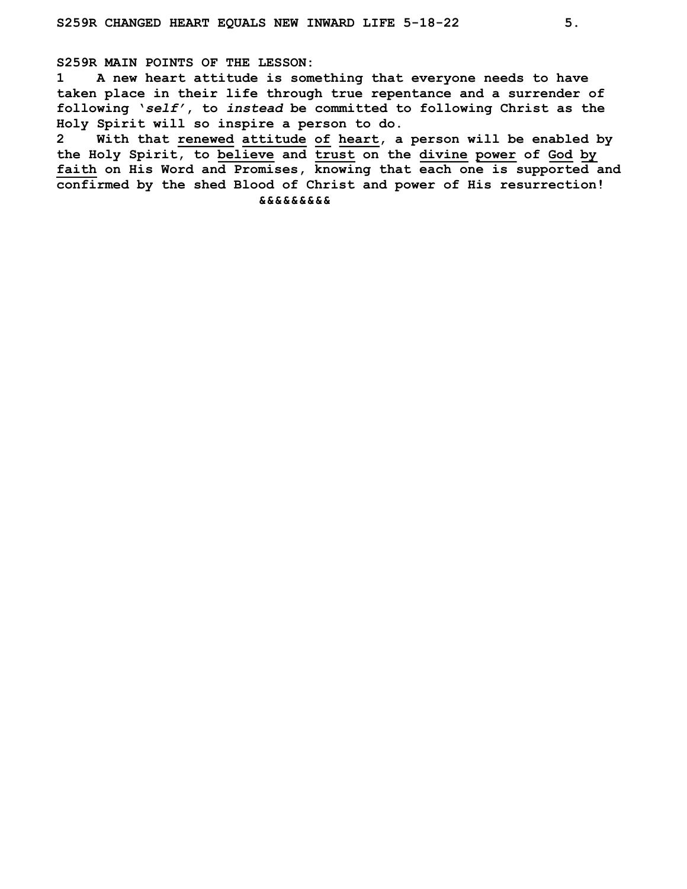**S259R MAIN POINTS OF THE LESSON:**

**1 A new heart attitude is something that everyone needs to have taken place in their life through true repentance and a surrender of following '*self*', to *instead* be committed to following Christ as the Holy Spirit will so inspire a person to do.**

**2 With that <u>renewed</u> <u>attitude</u> <u>of</u> <u>heart</u>, a person will be enabled by the Holy Spirit, to <u>believe</u> and <u>trust</u> on the <u>divine</u> <u>power</u> of <u>God</u> <u>by</u> <u>faith</u> on His Word and Promises, knowing that each one is supported and confirmed by the shed Blood of Christ and power of His resurrection!**

**&&&&&&&&&**